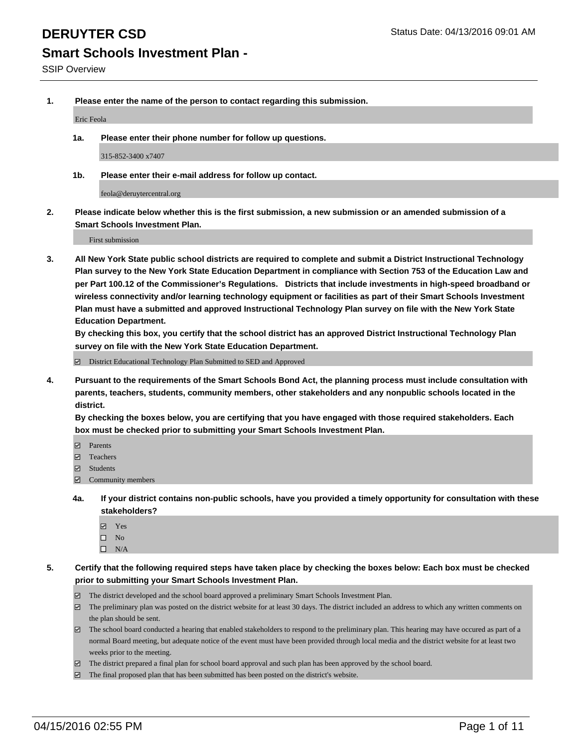# DERUYTER CSD

Status Date: 04/13/2016 09:01 AM

## Smart Schools Investment Plan -

SSIP Overview

**1. Please enter the name of the person to contact regarding this submission.**

Eric Feola

**1a. Please enter their phone number for follow up questions.**

315-852-3400 x7407

**1b. Please enter their e-mail address for follow up contact.**

feola@deruytercentral.org

**2. Please indicate below whether this is the first submission, a new submission or an amended submission of a Smart Schools Investment Plan.**

First submission

**3. All New York State public school districts are required to complete and submit a District Instructional Technology Plan survey to the New York State Education Department in compliance with Section 753 of the Education Law and per Part 100.12 of the Commissioner's Regulations. Districts that include investments in high-speed broadband or wireless connectivity and/or learning technology equipment or facilities as part of their Smart Schools Investment Plan must have a submitted and approved Instructional Technology Plan survey on file with the New York State Education Department.**
**By checking this box, you certify that the school district has an approved District Instructional Technology Plan survey on file with the New York State Education Department.**

- ☑ District Educational Technology Plan Submitted to SED and Approved

**4. Pursuant to the requirements of the Smart Schools Bond Act, the planning process must include consultation with parents, teachers, students, community members, other stakeholders and any nonpublic schools located in the district.**
**By checking the boxes below, you are certifying that you have engaged with those required stakeholders. Each box must be checked prior to submitting your Smart Schools Investment Plan.**

- ☑ Parents
- ☑ Teachers
- ☑ Students
- ☑ Community members

**4a. If your district contains non-public schools, have you provided a timely opportunity for consultation with these stakeholders?**

- ☑ Yes
- ☐ No
- ☐ N/A

**5. Certify that the following required steps have taken place by checking the boxes below: Each box must be checked prior to submitting your Smart Schools Investment Plan.**

- ☑ The district developed and the school board approved a preliminary Smart Schools Investment Plan.
- ☑ The preliminary plan was posted on the district website for at least 30 days. The district included an address to which any written comments on the plan should be sent.
- ☑ The school board conducted a hearing that enabled stakeholders to respond to the preliminary plan. This hearing may have occured as part of a normal Board meeting, but adequate notice of the event must have been provided through local media and the district website for at least two weeks prior to the meeting.
- ☑ The district prepared a final plan for school board approval and such plan has been approved by the school board.
- ☑ The final proposed plan that has been submitted has been posted on the district's website.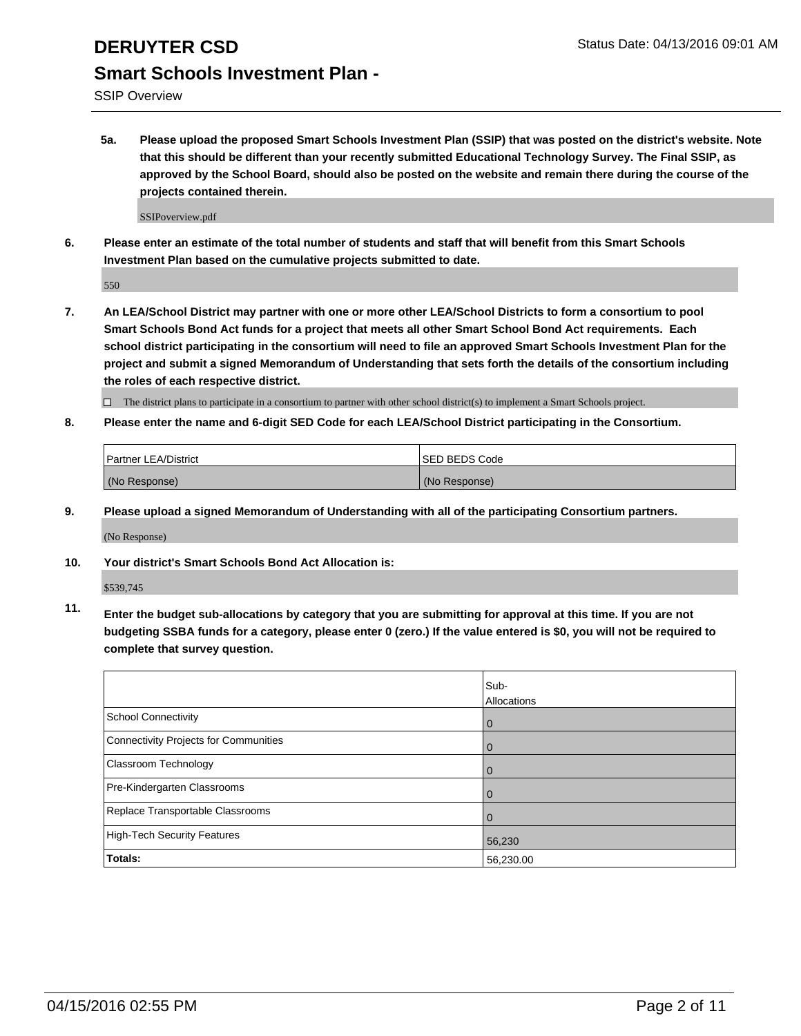**5a. Please upload the proposed Smart Schools Investment Plan (SSIP) that was posted on the district's website. Note that this should be different than your recently submitted Educational Technology Survey. The Final SSIP, as approved by the School Board, should also be posted on the website and remain there during the course of the projects contained therein.**

SSIPoverview.pdf

**6. Please enter an estimate of the total number of students and staff that will benefit from this Smart Schools Investment Plan based on the cumulative projects submitted to date.**

550

**7. An LEA/School District may partner with one or more other LEA/School Districts to form a consortium to pool Smart Schools Bond Act funds for a project that meets all other Smart School Bond Act requirements. Each school district participating in the consortium will need to file an approved Smart Schools Investment Plan for the project and submit a signed Memorandum of Understanding that sets forth the details of the consortium including the roles of each respective district.**

☐ The district plans to participate in a consortium to partner with other school district(s) to implement a Smart Schools project.

**8. Please enter the name and 6-digit SED Code for each LEA/School District participating in the Consortium.**

| Partner LEA/District | SED BEDS Code |
|---|---|
| (No Response) | (No Response) |

**9. Please upload a signed Memorandum of Understanding with all of the participating Consortium partners.**

(No Response)

**10. Your district's Smart Schools Bond Act Allocation is:**

$539,745

**11. Enter the budget sub-allocations by category that you are submitting for approval at this time. If you are not budgeting SSBA funds for a category, please enter 0 (zero.) If the value entered is $0, you will not be required to complete that survey question.**

| | Sub-Allocations |
|---|---|
| School Connectivity | 0 |
| Connectivity Projects for Communities | 0 |
| Classroom Technology | 0 |
| Pre-Kindergarten Classrooms | 0 |
| Replace Transportable Classrooms | 0 |
| High-Tech Security Features | 56,230 |
| **Totals:** | 56,230.00 |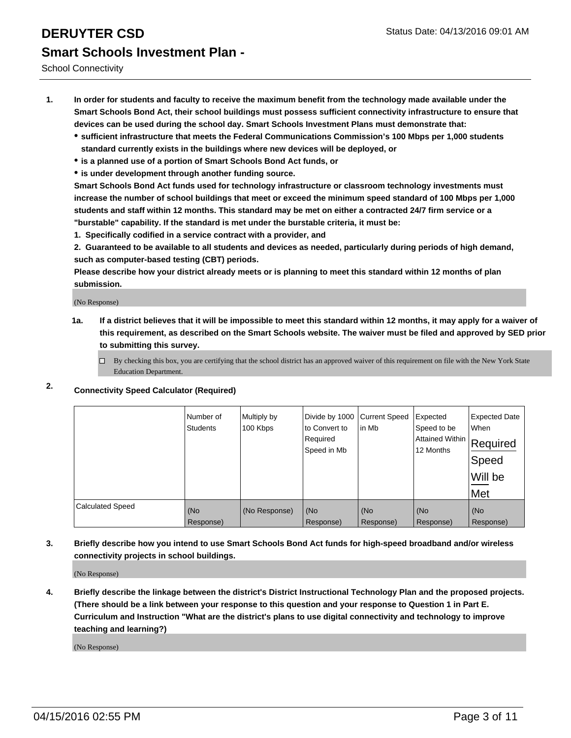# DERUYTER CSD

Status Date: 04/13/2016 09:01 AM

## Smart Schools Investment Plan -

School Connectivity

1. **In order for students and faculty to receive the maximum benefit from the technology made available under the Smart Schools Bond Act, their school buildings must possess sufficient connectivity infrastructure to ensure that devices can be used during the school day. Smart Schools Investment Plans must demonstrate that:**
   - **sufficient infrastructure that meets the Federal Communications Commission's 100 Mbps per 1,000 students standard currently exists in the buildings where new devices will be deployed, or**
   - **is a planned use of a portion of Smart Schools Bond Act funds, or**
   - **is under development through another funding source.**

   **Smart Schools Bond Act funds used for technology infrastructure or classroom technology investments must increase the number of school buildings that meet or exceed the minimum speed standard of 100 Mbps per 1,000 students and staff within 12 months. This standard may be met on either a contracted 24/7 firm service or a "burstable" capability. If the standard is met under the burstable criteria, it must be:**

   **1. Specifically codified in a service contract with a provider, and**

   **2. Guaranteed to be available to all students and devices as needed, particularly during periods of high demand, such as computer-based testing (CBT) periods.**

   **Please describe how your district already meets or is planning to meet this standard within 12 months of plan submission.**

   (No Response)

   **1a. If a district believes that it will be impossible to meet this standard within 12 months, it may apply for a waiver of this requirement, as described on the Smart Schools website. The waiver must be filed and approved by SED prior to submitting this survey.**

   ☐ By checking this box, you are certifying that the school district has an approved waiver of this requirement on file with the New York State Education Department.

2. **Connectivity Speed Calculator (Required)**

| | Number of Students | Multiply by 100 Kbps | Divide by 1000 to Convert to Required Speed in Mb | Current Speed in Mb | Expected Speed to be Attained Within 12 Months | Expected Date When Required Speed Will be Met |
|---|---|---|---|---|---|---|
| Calculated Speed | (No Response) | (No Response) | (No Response) | (No Response) | (No Response) | (No Response) |

3. **Briefly describe how you intend to use Smart Schools Bond Act funds for high-speed broadband and/or wireless connectivity projects in school buildings.**

   (No Response)

4. **Briefly describe the linkage between the district's District Instructional Technology Plan and the proposed projects. (There should be a link between your response to this question and your response to Question 1 in Part E. Curriculum and Instruction "What are the district's plans to use digital connectivity and technology to improve teaching and learning?)**

   (No Response)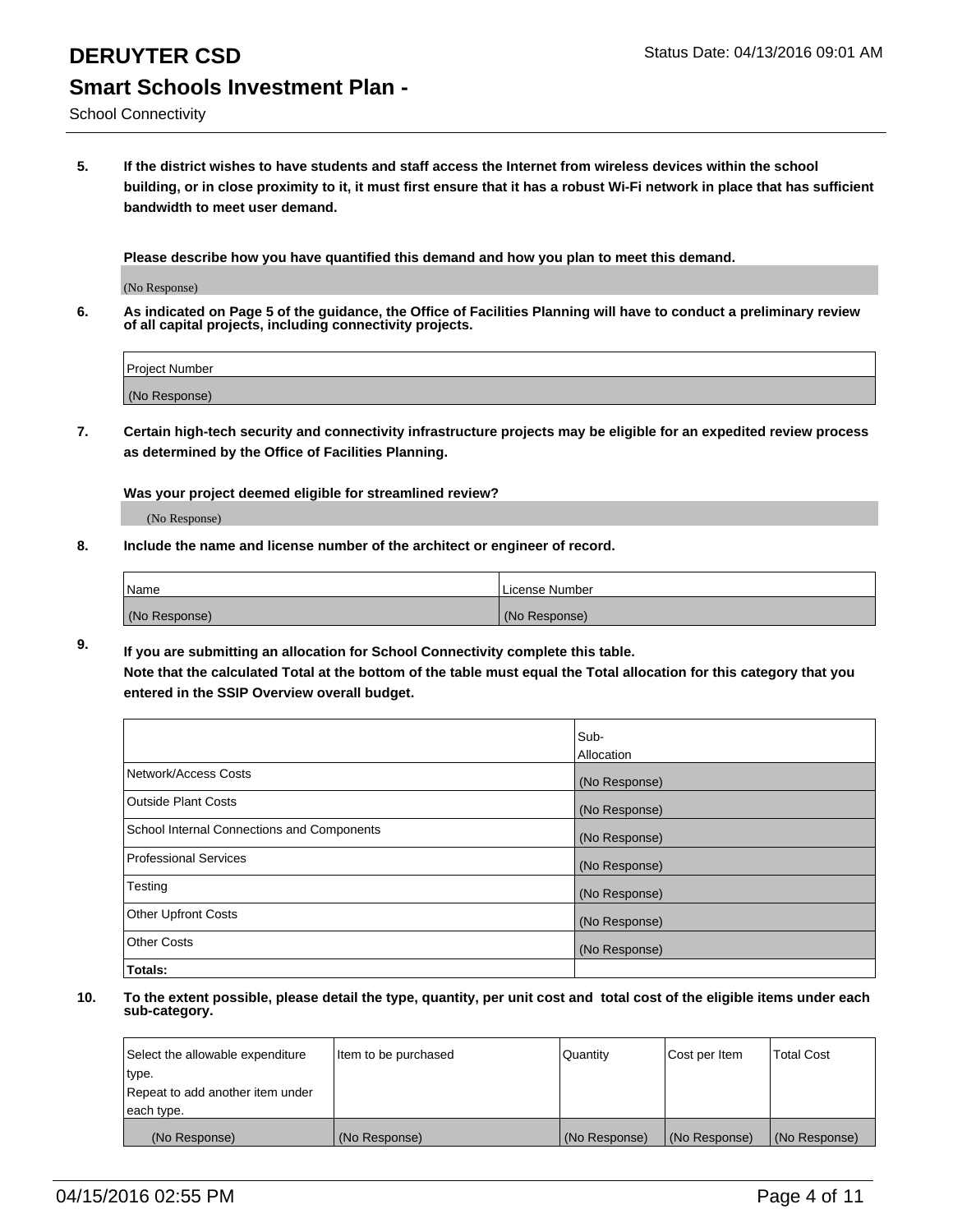**5. If the district wishes to have students and staff access the Internet from wireless devices within the school building, or in close proximity to it, it must first ensure that it has a robust Wi-Fi network in place that has sufficient bandwidth to meet user demand.**

**Please describe how you have quantified this demand and how you plan to meet this demand.**

(No Response)

**6. As indicated on Page 5 of the guidance, the Office of Facilities Planning will have to conduct a preliminary review of all capital projects, including connectivity projects.**

| Project Number |
| --- |
| (No Response) |

**7. Certain high-tech security and connectivity infrastructure projects may be eligible for an expedited review process as determined by the Office of Facilities Planning.**

**Was your project deemed eligible for streamlined review?**

(No Response)

**8. Include the name and license number of the architect or engineer of record.**

| Name | License Number |
| --- | --- |
| (No Response) | (No Response) |

**9. If you are submitting an allocation for School Connectivity complete this table. Note that the calculated Total at the bottom of the table must equal the Total allocation for this category that you entered in the SSIP Overview overall budget.**

| | Sub-Allocation |
| --- | --- |
| Network/Access Costs | (No Response) |
| Outside Plant Costs | (No Response) |
| School Internal Connections and Components | (No Response) |
| Professional Services | (No Response) |
| Testing | (No Response) |
| Other Upfront Costs | (No Response) |
| Other Costs | (No Response) |
| **Totals:** | |

**10. To the extent possible, please detail the type, quantity, per unit cost and total cost of the eligible items under each sub-category.**

| Select the allowable expenditure type. Repeat to add another item under each type. | Item to be purchased | Quantity | Cost per Item | Total Cost |
| --- | --- | --- | --- | --- |
| (No Response) | (No Response) | (No Response) | (No Response) | (No Response) |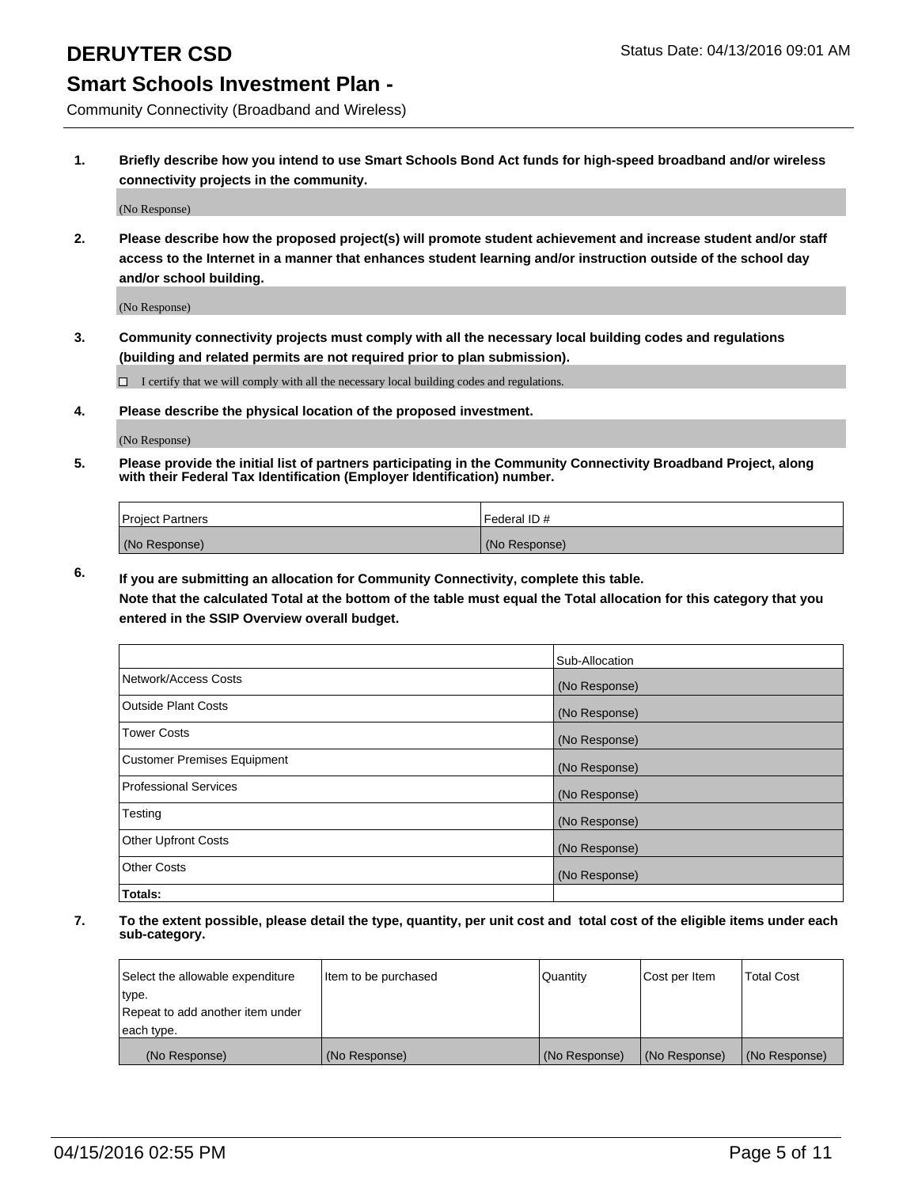# DERUYTER CSD

Status Date: 04/13/2016 09:01 AM

## Smart Schools Investment Plan -

Community Connectivity (Broadband and Wireless)

**1. Briefly describe how you intend to use Smart Schools Bond Act funds for high-speed broadband and/or wireless connectivity projects in the community.**

(No Response)

**2. Please describe how the proposed project(s) will promote student achievement and increase student and/or staff access to the Internet in a manner that enhances student learning and/or instruction outside of the school day and/or school building.**

(No Response)

**3. Community connectivity projects must comply with all the necessary local building codes and regulations (building and related permits are not required prior to plan submission).**

☐ I certify that we will comply with all the necessary local building codes and regulations.

**4. Please describe the physical location of the proposed investment.**

(No Response)

**5. Please provide the initial list of partners participating in the Community Connectivity Broadband Project, along with their Federal Tax Identification (Employer Identification) number.**

| Project Partners | Federal ID # |
|---|---|
| (No Response) | (No Response) |

**6. If you are submitting an allocation for Community Connectivity, complete this table. Note that the calculated Total at the bottom of the table must equal the Total allocation for this category that you entered in the SSIP Overview overall budget.**

| | Sub-Allocation |
|---|---|
| Network/Access Costs | (No Response) |
| Outside Plant Costs | (No Response) |
| Tower Costs | (No Response) |
| Customer Premises Equipment | (No Response) |
| Professional Services | (No Response) |
| Testing | (No Response) |
| Other Upfront Costs | (No Response) |
| Other Costs | (No Response) |
| **Totals:** | |

**7. To the extent possible, please detail the type, quantity, per unit cost and total cost of the eligible items under each sub-category.**

| Select the allowable expenditure type. Repeat to add another item under each type. | Item to be purchased | Quantity | Cost per Item | Total Cost |
|---|---|---|---|---|
| (No Response) | (No Response) | (No Response) | (No Response) | (No Response) |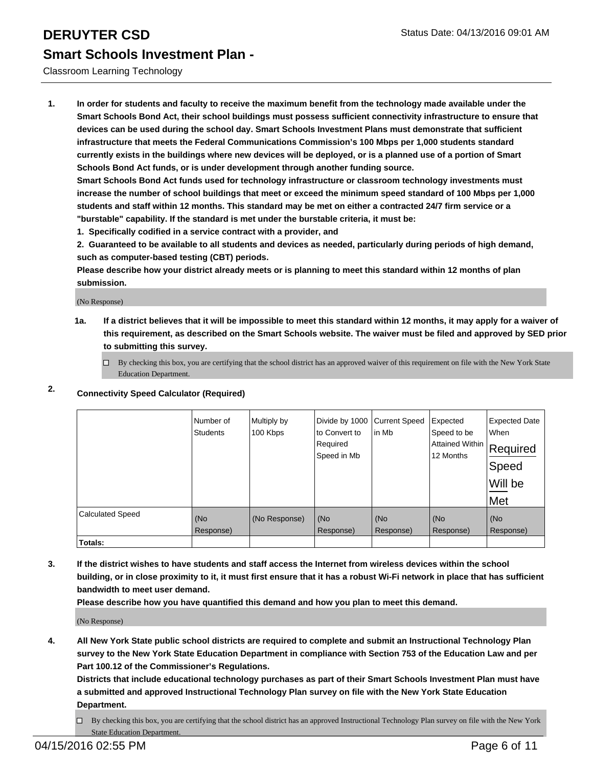# DERUYTER CSD

Status Date: 04/13/2016 09:01 AM

## Smart Schools Investment Plan -

Classroom Learning Technology

**1. In order for students and faculty to receive the maximum benefit from the technology made available under the Smart Schools Bond Act, their school buildings must possess sufficient connectivity infrastructure to ensure that devices can be used during the school day. Smart Schools Investment Plans must demonstrate that sufficient infrastructure that meets the Federal Communications Commission's 100 Mbps per 1,000 students standard currently exists in the buildings where new devices will be deployed, or is a planned use of a portion of Smart Schools Bond Act funds, or is under development through another funding source.**

**Smart Schools Bond Act funds used for technology infrastructure or classroom technology investments must increase the number of school buildings that meet or exceed the minimum speed standard of 100 Mbps per 1,000 students and staff within 12 months. This standard may be met on either a contracted 24/7 firm service or a "burstable" capability. If the standard is met under the burstable criteria, it must be:**

**1. Specifically codified in a service contract with a provider, and**

**2. Guaranteed to be available to all students and devices as needed, particularly during periods of high demand, such as computer-based testing (CBT) periods.**

**Please describe how your district already meets or is planning to meet this standard within 12 months of plan submission.**

(No Response)

**1a. If a district believes that it will be impossible to meet this standard within 12 months, it may apply for a waiver of this requirement, as described on the Smart Schools website. The waiver must be filed and approved by SED prior to submitting this survey.**

☐ By checking this box, you are certifying that the school district has an approved waiver of this requirement on file with the New York State Education Department.

**2. Connectivity Speed Calculator (Required)**

| | Number of Students | Multiply by 100 Kbps | Divide by 1000 to Convert to Required Speed in Mb | Current Speed in Mb | Expected Speed to be Attained Within 12 Months | Expected Date When Required Speed Will be Met |
|---|---|---|---|---|---|---|
| Calculated Speed | (No Response) | (No Response) | (No Response) | (No Response) | (No Response) | (No Response) |
| **Totals:** | | | | | | |

**3. If the district wishes to have students and staff access the Internet from wireless devices within the school building, or in close proximity to it, it must first ensure that it has a robust Wi-Fi network in place that has sufficient bandwidth to meet user demand.**

**Please describe how you have quantified this demand and how you plan to meet this demand.**

(No Response)

**4. All New York State public school districts are required to complete and submit an Instructional Technology Plan survey to the New York State Education Department in compliance with Section 753 of the Education Law and per Part 100.12 of the Commissioner's Regulations.**

**Districts that include educational technology purchases as part of their Smart Schools Investment Plan must have a submitted and approved Instructional Technology Plan survey on file with the New York State Education Department.**

☐ By checking this box, you are certifying that the school district has an approved Instructional Technology Plan survey on file with the New York State Education Department.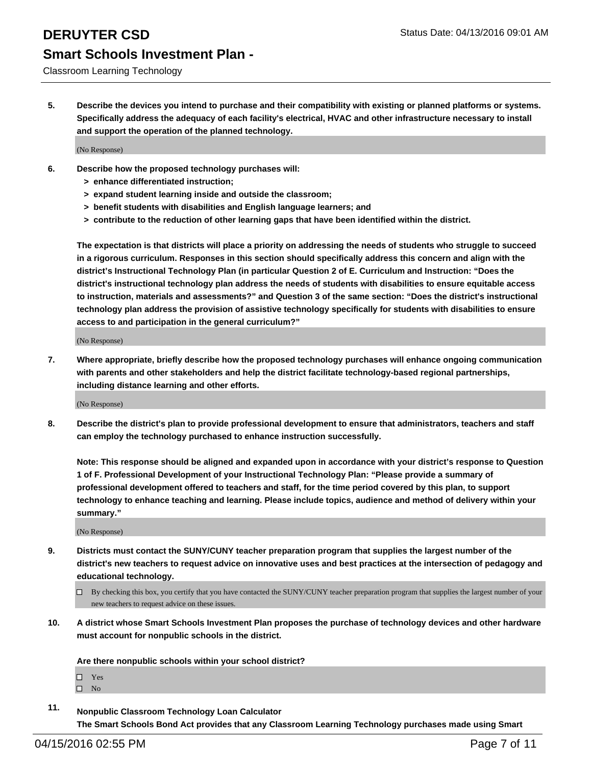5. **Describe the devices you intend to purchase and their compatibility with existing or planned platforms or systems. Specifically address the adequacy of each facility's electrical, HVAC and other infrastructure necessary to install and support the operation of the planned technology.**

(No Response)

6. **Describe how the proposed technology purchases will:**
   - **> enhance differentiated instruction;**
   - **> expand student learning inside and outside the classroom;**
   - **> benefit students with disabilities and English language learners; and**
   - **> contribute to the reduction of other learning gaps that have been identified within the district.**

   **The expectation is that districts will place a priority on addressing the needs of students who struggle to succeed in a rigorous curriculum. Responses in this section should specifically address this concern and align with the district's Instructional Technology Plan (in particular Question 2 of E. Curriculum and Instruction: "Does the district's instructional technology plan address the needs of students with disabilities to ensure equitable access to instruction, materials and assessments?" and Question 3 of the same section: "Does the district's instructional technology plan address the provision of assistive technology specifically for students with disabilities to ensure access to and participation in the general curriculum?"**

(No Response)

7. **Where appropriate, briefly describe how the proposed technology purchases will enhance ongoing communication with parents and other stakeholders and help the district facilitate technology-based regional partnerships, including distance learning and other efforts.**

(No Response)

8. **Describe the district's plan to provide professional development to ensure that administrators, teachers and staff can employ the technology purchased to enhance instruction successfully.**

   **Note: This response should be aligned and expanded upon in accordance with your district's response to Question 1 of F. Professional Development of your Instructional Technology Plan: "Please provide a summary of professional development offered to teachers and staff, for the time period covered by this plan, to support technology to enhance teaching and learning. Please include topics, audience and method of delivery within your summary."**

(No Response)

9. **Districts must contact the SUNY/CUNY teacher preparation program that supplies the largest number of the district's new teachers to request advice on innovative uses and best practices at the intersection of pedagogy and educational technology.**

☐ By checking this box, you certify that you have contacted the SUNY/CUNY teacher preparation program that supplies the largest number of your new teachers to request advice on these issues.

10. **A district whose Smart Schools Investment Plan proposes the purchase of technology devices and other hardware must account for nonpublic schools in the district.**

   **Are there nonpublic schools within your school district?**

☐ Yes
☐ No

11. **Nonpublic Classroom Technology Loan Calculator**
   **The Smart Schools Bond Act provides that any Classroom Learning Technology purchases made using Smart**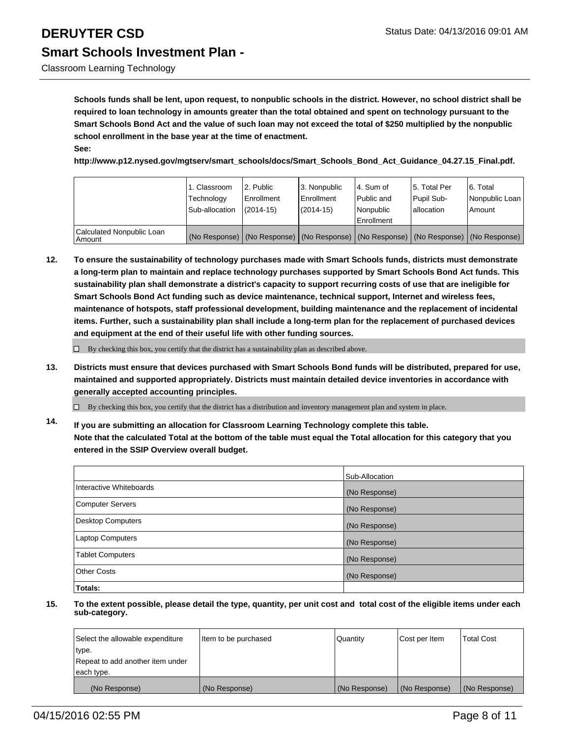**Schools funds shall be lent, upon request, to nonpublic schools in the district. However, no school district shall be required to loan technology in amounts greater than the total obtained and spent on technology pursuant to the Smart Schools Bond Act and the value of such loan may not exceed the total of $250 multiplied by the nonpublic school enrollment in the base year at the time of enactment.**

**See:**

**http://www.p12.nysed.gov/mgtserv/smart_schools/docs/Smart_Schools_Bond_Act_Guidance_04.27.15_Final.pdf.**

| | 1. Classroom Technology Sub-allocation | 2. Public Enrollment (2014-15) | 3. Nonpublic Enrollment (2014-15) | 4. Sum of Public and Nonpublic Enrollment | 5. Total Per Pupil Sub-allocation | 6. Total Nonpublic Loan Amount |
|---|---|---|---|---|---|---|
| Calculated Nonpublic Loan Amount | (No Response) | (No Response) | (No Response) | (No Response) | (No Response) | (No Response) |

**12. To ensure the sustainability of technology purchases made with Smart Schools funds, districts must demonstrate a long-term plan to maintain and replace technology purchases supported by Smart Schools Bond Act funds. This sustainability plan shall demonstrate a district's capacity to support recurring costs of use that are ineligible for Smart Schools Bond Act funding such as device maintenance, technical support, Internet and wireless fees, maintenance of hotspots, staff professional development, building maintenance and the replacement of incidental items. Further, such a sustainability plan shall include a long-term plan for the replacement of purchased devices and equipment at the end of their useful life with other funding sources.**

☐ By checking this box, you certify that the district has a sustainability plan as described above.

**13. Districts must ensure that devices purchased with Smart Schools Bond funds will be distributed, prepared for use, maintained and supported appropriately. Districts must maintain detailed device inventories in accordance with generally accepted accounting principles.**

☐ By checking this box, you certify that the district has a distribution and inventory management plan and system in place.

**14. If you are submitting an allocation for Classroom Learning Technology complete this table. Note that the calculated Total at the bottom of the table must equal the Total allocation for this category that you entered in the SSIP Overview overall budget.**

| | Sub-Allocation |
|---|---|
| Interactive Whiteboards | (No Response) |
| Computer Servers | (No Response) |
| Desktop Computers | (No Response) |
| Laptop Computers | (No Response) |
| Tablet Computers | (No Response) |
| Other Costs | (No Response) |
| **Totals:** | |

**15. To the extent possible, please detail the type, quantity, per unit cost and total cost of the eligible items under each sub-category.**

| Select the allowable expenditure type. Repeat to add another item under each type. | Item to be purchased | Quantity | Cost per Item | Total Cost |
|---|---|---|---|---|
| (No Response) | (No Response) | (No Response) | (No Response) | (No Response) |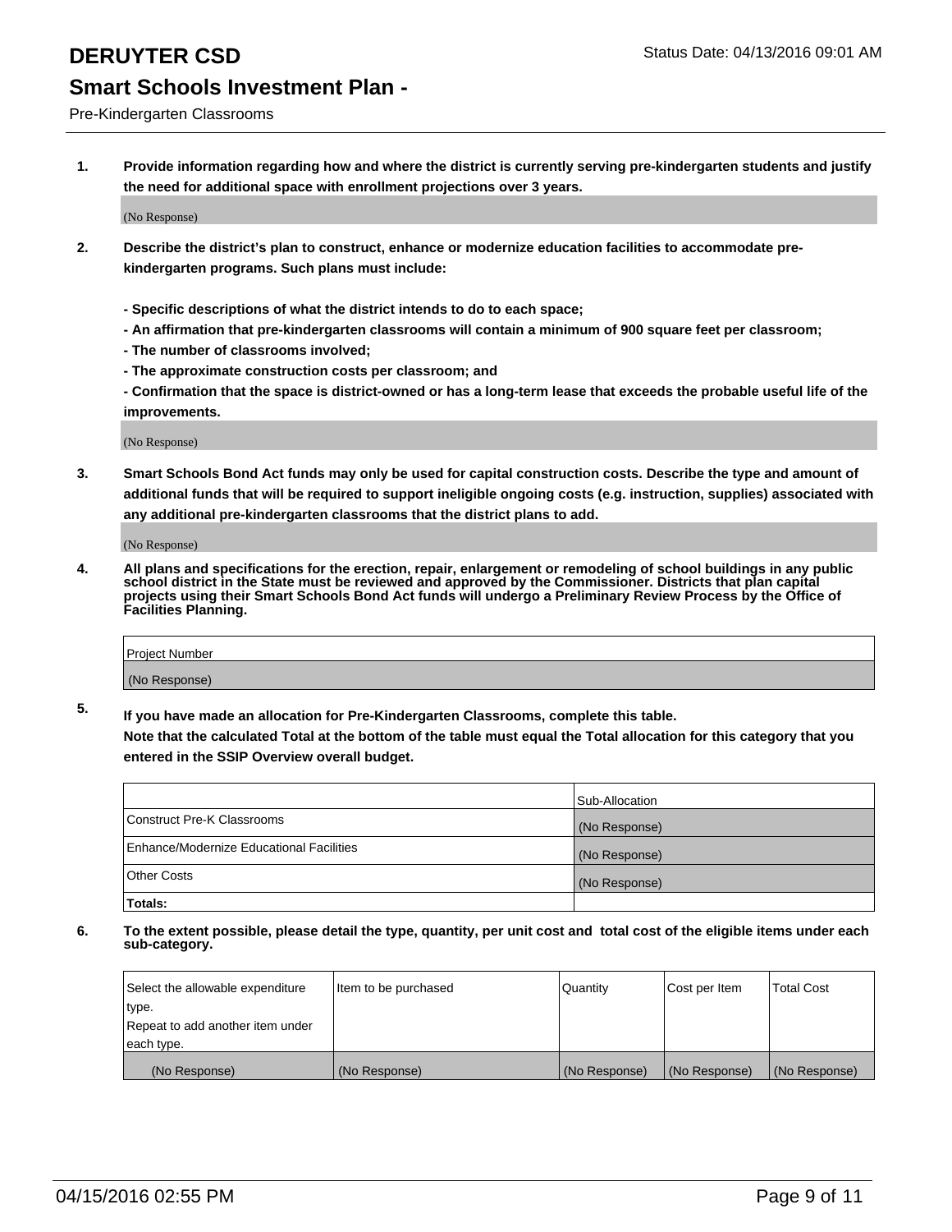# DERUYTER CSD

Status Date: 04/13/2016 09:01 AM

## Smart Schools Investment Plan -

Pre-Kindergarten Classrooms

**1. Provide information regarding how and where the district is currently serving pre-kindergarten students and justify the need for additional space with enrollment projections over 3 years.**

(No Response)

**2. Describe the district's plan to construct, enhance or modernize education facilities to accommodate pre-kindergarten programs. Such plans must include:**

**- Specific descriptions of what the district intends to do to each space;**
**- An affirmation that pre-kindergarten classrooms will contain a minimum of 900 square feet per classroom;**
**- The number of classrooms involved;**
**- The approximate construction costs per classroom; and**
**- Confirmation that the space is district-owned or has a long-term lease that exceeds the probable useful life of the improvements.**

(No Response)

**3. Smart Schools Bond Act funds may only be used for capital construction costs. Describe the type and amount of additional funds that will be required to support ineligible ongoing costs (e.g. instruction, supplies) associated with any additional pre-kindergarten classrooms that the district plans to add.**

(No Response)

**4. All plans and specifications for the erection, repair, enlargement or remodeling of school buildings in any public school district in the State must be reviewed and approved by the Commissioner. Districts that plan capital projects using their Smart Schools Bond Act funds will undergo a Preliminary Review Process by the Office of Facilities Planning.**

| Project Number |
|---|
| (No Response) |

**5. If you have made an allocation for Pre-Kindergarten Classrooms, complete this table.**
**Note that the calculated Total at the bottom of the table must equal the Total allocation for this category that you entered in the SSIP Overview overall budget.**

| | Sub-Allocation |
|---|---|
| Construct Pre-K Classrooms | (No Response) |
| Enhance/Modernize Educational Facilities | (No Response) |
| Other Costs | (No Response) |
| **Totals:** | |

**6. To the extent possible, please detail the type, quantity, per unit cost and total cost of the eligible items under each sub-category.**

| Select the allowable expenditure type. Repeat to add another item under each type. | Item to be purchased | Quantity | Cost per Item | Total Cost |
|---|---|---|---|---|
| (No Response) | (No Response) | (No Response) | (No Response) | (No Response) |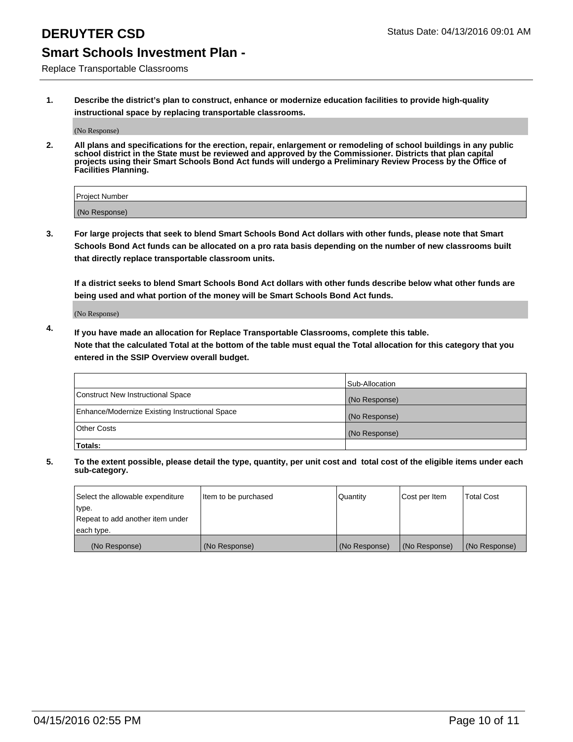# DERUYTER CSD

Status Date: 04/13/2016 09:01 AM

## Smart Schools Investment Plan -

Replace Transportable Classrooms

**1. Describe the district's plan to construct, enhance or modernize education facilities to provide high-quality instructional space by replacing transportable classrooms.**

(No Response)

**2. All plans and specifications for the erection, repair, enlargement or remodeling of school buildings in any public school district in the State must be reviewed and approved by the Commissioner. Districts that plan capital projects using their Smart Schools Bond Act funds will undergo a Preliminary Review Process by the Office of Facilities Planning.**

| Project Number |
| --- |
| (No Response) |

**3. For large projects that seek to blend Smart Schools Bond Act dollars with other funds, please note that Smart Schools Bond Act funds can be allocated on a pro rata basis depending on the number of new classrooms built that directly replace transportable classroom units.**

**If a district seeks to blend Smart Schools Bond Act dollars with other funds describe below what other funds are being used and what portion of the money will be Smart Schools Bond Act funds.**

(No Response)

**4. If you have made an allocation for Replace Transportable Classrooms, complete this table. Note that the calculated Total at the bottom of the table must equal the Total allocation for this category that you entered in the SSIP Overview overall budget.**

| | Sub-Allocation |
| --- | --- |
| Construct New Instructional Space | (No Response) |
| Enhance/Modernize Existing Instructional Space | (No Response) |
| Other Costs | (No Response) |
| **Totals:** | |

**5. To the extent possible, please detail the type, quantity, per unit cost and total cost of the eligible items under each sub-category.**

| Select the allowable expenditure type. Repeat to add another item under each type. | Item to be purchased | Quantity | Cost per Item | Total Cost |
| --- | --- | --- | --- | --- |
| (No Response) | (No Response) | (No Response) | (No Response) | (No Response) |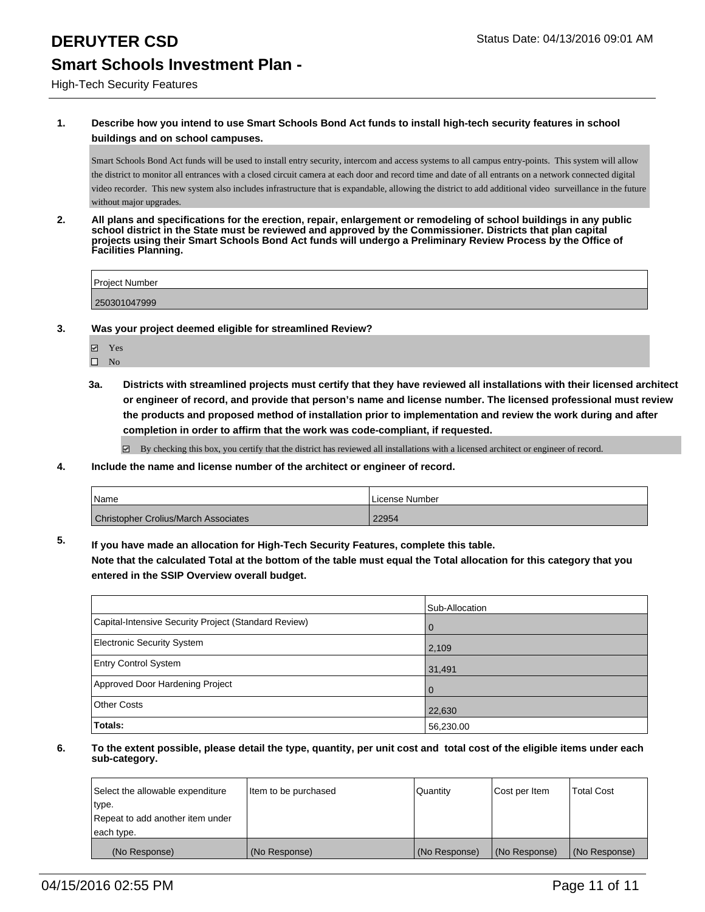# DERUYTER CSD

Status Date: 04/13/2016 09:01 AM

## Smart Schools Investment Plan -

High-Tech Security Features

**1. Describe how you intend to use Smart Schools Bond Act funds to install high-tech security features in school buildings and on school campuses.**

Smart Schools Bond Act funds will be used to install entry security, intercom and access systems to all campus entry-points. This system will allow the district to monitor all entrances with a closed circuit camera at each door and record time and date of all entrants on a network connected digital video recorder. This new system also includes infrastructure that is expandable, allowing the district to add additional video surveillance in the future without major upgrades.

**2. All plans and specifications for the erection, repair, enlargement or remodeling of school buildings in any public school district in the State must be reviewed and approved by the Commissioner. Districts that plan capital projects using their Smart Schools Bond Act funds will undergo a Preliminary Review Process by the Office of Facilities Planning.**

| Project Number |
|---|
| 250301047999 |

**3. Was your project deemed eligible for streamlined Review?**

- ☑ Yes
- ☐ No

**3a. Districts with streamlined projects must certify that they have reviewed all installations with their licensed architect or engineer of record, and provide that person's name and license number. The licensed professional must review the products and proposed method of installation prior to implementation and review the work during and after completion in order to affirm that the work was code-compliant, if requested.**

- ☑ By checking this box, you certify that the district has reviewed all installations with a licensed architect or engineer of record.

**4. Include the name and license number of the architect or engineer of record.**

| Name | License Number |
|---|---|
| Christopher Crolius/March Associates | 22954 |

**5. If you have made an allocation for High-Tech Security Features, complete this table. Note that the calculated Total at the bottom of the table must equal the Total allocation for this category that you entered in the SSIP Overview overall budget.**

| | Sub-Allocation |
|---|---|
| Capital-Intensive Security Project (Standard Review) | 0 |
| Electronic Security System | 2,109 |
| Entry Control System | 31,491 |
| Approved Door Hardening Project | 0 |
| Other Costs | 22,630 |
| **Totals:** | 56,230.00 |

**6. To the extent possible, please detail the type, quantity, per unit cost and total cost of the eligible items under each sub-category.**

| Select the allowable expenditure type. Repeat to add another item under each type. | Item to be purchased | Quantity | Cost per Item | Total Cost |
|---|---|---|---|---|
| (No Response) | (No Response) | (No Response) | (No Response) | (No Response) |